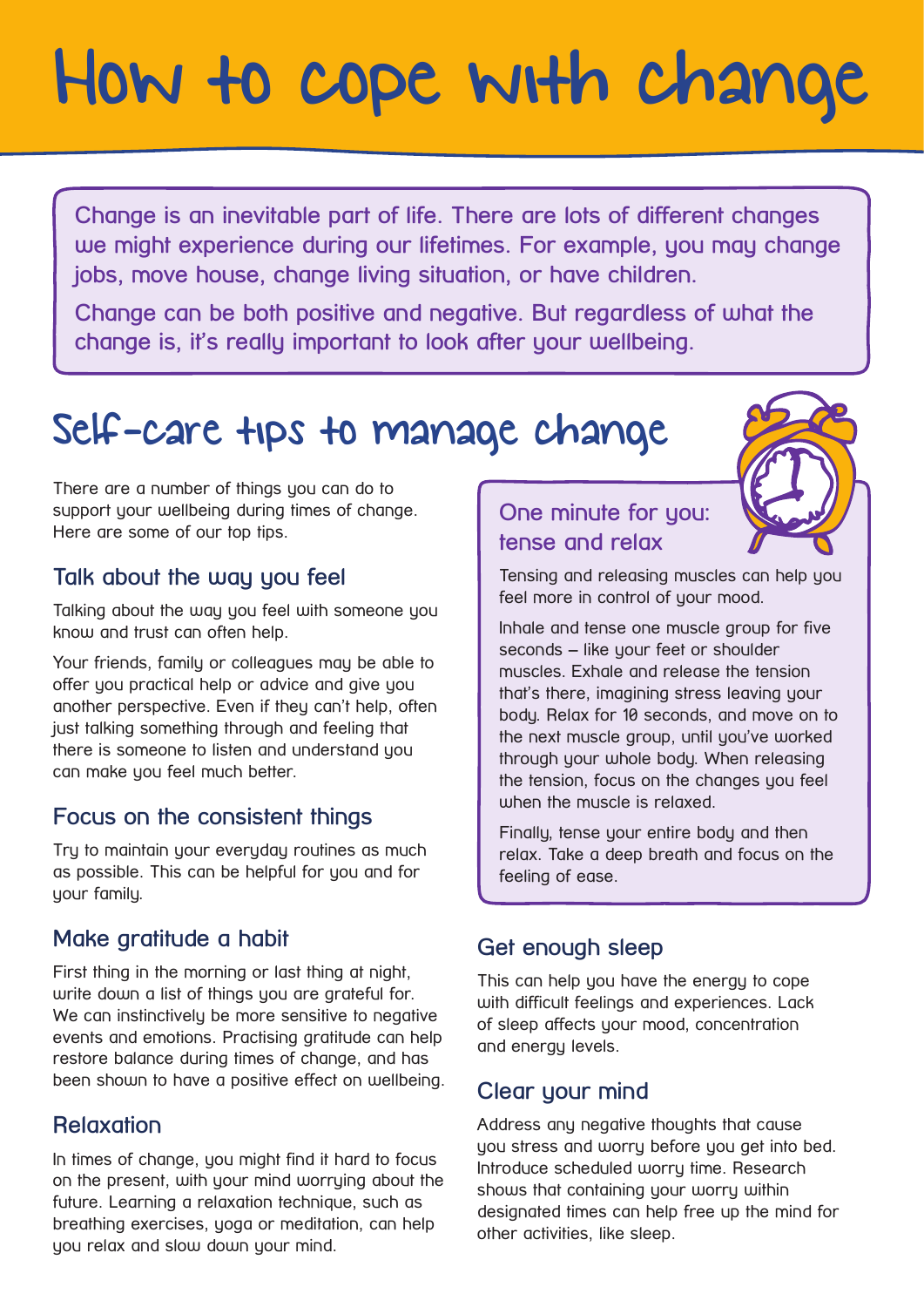# How to cope with change

Change is an inevitable part of life. There are lots of different changes we might experience during our lifetimes. For example, you may change jobs, move house, change living situation, or have children.

Change can be both positive and negative. But regardless of what the change is, it's really important to look after your wellbeing.

## Self-care tips to manage change

There are a number of things you can do to support your wellbeing during times of change. Here are some of our top tips.

### Talk about the way you feel

Talking about the way you feel with someone you know and trust can often help.

Your friends, family or colleagues may be able to offer you practical help or advice and give you another perspective. Even if they can't help, often just talking something through and feeling that there is someone to listen and understand you can make you feel much better.

### Focus on the consistent things

Try to maintain your everyday routines as much as possible. This can be helpful for you and for your family.

### Make gratitude a habit

First thing in the morning or last thing at night, write down a list of things you are grateful for. We can instinctively be more sensitive to negative events and emotions. Practising gratitude can help restore balance during times of change, and has been shown to have a positive effect on wellbeing.

### Relaxation

In times of change, you might find it hard to focus on the present, with your mind worrying about the future. Learning a relaxation technique, such as breathing exercises, yoga or meditation, can help you relax and slow down your mind.

### One minute for you: tense and relax

Tensing and releasing muscles can help you feel more in control of your mood.

Inhale and tense one muscle group for five seconds – like your feet or shoulder muscles. Exhale and release the tension that's there, imagining stress leaving your body. Relax for 10 seconds, and move on to the next muscle group, until you've worked through your whole body. When releasing the tension, focus on the changes you feel when the muscle is relaxed.

Finally, tense your entire body and then relax. Take a deep breath and focus on the feeling of ease.

### Get enough sleep

This can help you have the energy to cope with difficult feelings and experiences. Lack of sleep affects your mood, concentration and energy levels.

### Clear your mind

Address any negative thoughts that cause you stress and worry before you get into bed. Introduce scheduled worry time. Research shows that containing your worry within designated times can help free up the mind for other activities, like sleep.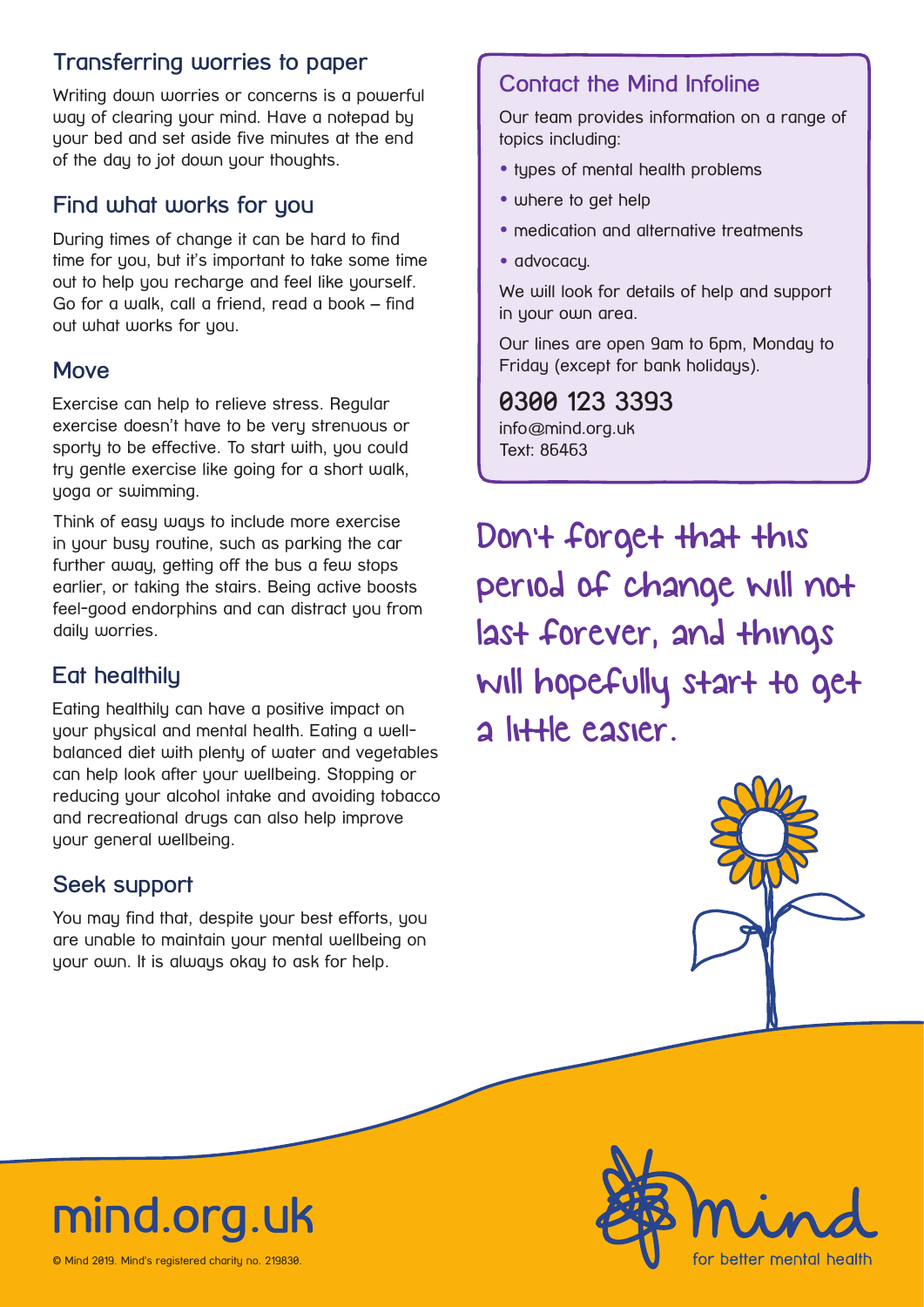## Transferring worries to paper

Writing down worries or concerns is a powerful way of clearing your mind. Have a notepad by your bed and set aside five minutes at the end of the day to jot down your thoughts.

## Find what works for you

During times of change it can be hard to find time for you, but it's important to take some time out to help you recharge and feel like yourself. Go for a walk, call a friend, read a book – find out what works for you.

## Move

Exercise can help to relieve stress. Regular exercise doesn't have to be very strenuous or sporty to be effective. To start with, you could try gentle exercise like going for a short walk, yoga or swimming.

Think of easy ways to include more exercise in your busy routine, such as parking the car further away, getting off the bus a few stops earlier, or taking the stairs. Being active boosts feel-good endorphins and can distract you from daily worries.

## Eat healthily

Eating healthily can have a positive impact on your physical and mental health. Eating a well-balanced diet with plenty of water and vegetables can help look after your wellbeing. Stopping or reducing your alcohol intake and avoiding tobacco and recreational drugs can also help improve your general wellbeing.

## Seek support

You may find that, despite your best efforts, you are unable to maintain your mental wellbeing on your own. It is always okay to ask for help.

## Contact the Mind Infoline

Our team provides information on a range of topics including:

- types of mental health problems
- where to get help
- medication and alternative treatments
- advocacy.

We will look for details of help and support in your own area.

Our lines are open 9am to 6pm, Monday to Friday (except for bank holidays).

**0300 123 3393**
info@mind.org.uk
Text: 86463

Don't forget that this period of change will not last forever, and things will hopefully start to get a little easier.

**mind.org.uk**

© Mind 2019. Mind's registered charity no. 219830.

mind
for better mental health